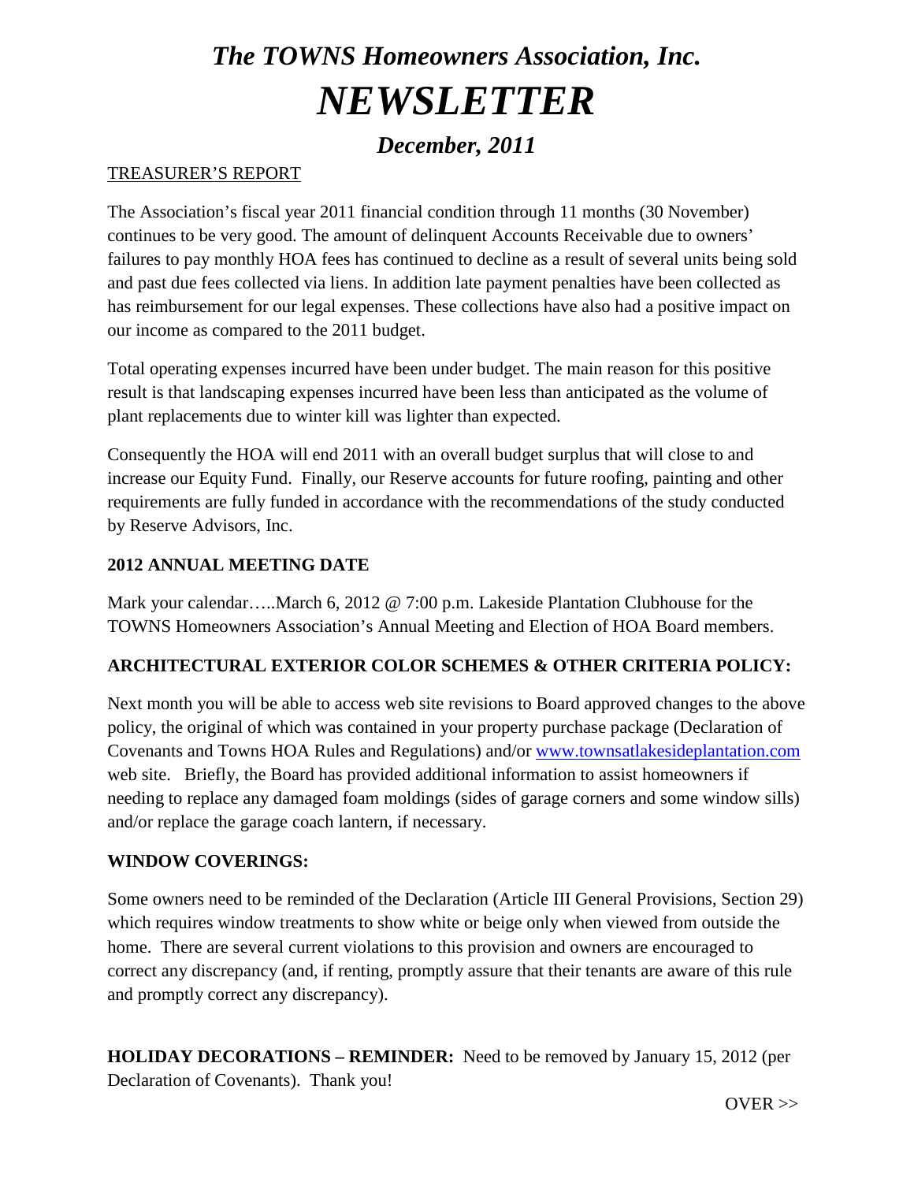# *The TOWNS Homeowners Association, Inc.*

# *NEWSLETTER*

## *December, 2011*

TREASURER'S REPORT

The Association's fiscal year 2011 financial condition through 11 months (30 November) continues to be very good. The amount of delinquent Accounts Receivable due to owners' failures to pay monthly HOA fees has continued to decline as a result of several units being sold and past due fees collected via liens. In addition late payment penalties have been collected as has reimbursement for our legal expenses. These collections have also had a positive impact on our income as compared to the 2011 budget.

Total operating expenses incurred have been under budget. The main reason for this positive result is that landscaping expenses incurred have been less than anticipated as the volume of plant replacements due to winter kill was lighter than expected.

Consequently the HOA will end 2011 with an overall budget surplus that will close to and increase our Equity Fund. Finally, our Reserve accounts for future roofing, painting and other requirements are fully funded in accordance with the recommendations of the study conducted by Reserve Advisors, Inc.

**2012 ANNUAL MEETING DATE**

Mark your calendar…..March 6, 2012 @ 7:00 p.m. Lakeside Plantation Clubhouse for the TOWNS Homeowners Association's Annual Meeting and Election of HOA Board members.

**ARCHITECTURAL EXTERIOR COLOR SCHEMES & OTHER CRITERIA POLICY:**

Next month you will be able to access web site revisions to Board approved changes to the above policy, the original of which was contained in your property purchase package (Declaration of Covenants and Towns HOA Rules and Regulations) and/or www.townsatlakesideplantation.com web site. Briefly, the Board has provided additional information to assist homeowners if needing to replace any damaged foam moldings (sides of garage corners and some window sills) and/or replace the garage coach lantern, if necessary.

**WINDOW COVERINGS:**

Some owners need to be reminded of the Declaration (Article III General Provisions, Section 29) which requires window treatments to show white or beige only when viewed from outside the home. There are several current violations to this provision and owners are encouraged to correct any discrepancy (and, if renting, promptly assure that their tenants are aware of this rule and promptly correct any discrepancy).

**HOLIDAY DECORATIONS – REMINDER:** Need to be removed by January 15, 2012 (per Declaration of Covenants). Thank you!

OVER >>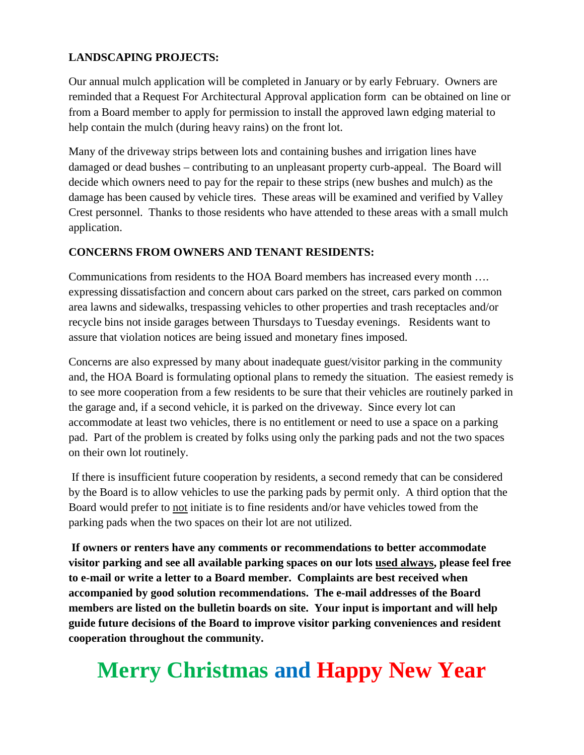**LANDSCAPING PROJECTS:**

Our annual mulch application will be completed in January or by early February. Owners are reminded that a Request For Architectural Approval application form can be obtained on line or from a Board member to apply for permission to install the approved lawn edging material to help contain the mulch (during heavy rains) on the front lot.

Many of the driveway strips between lots and containing bushes and irrigation lines have damaged or dead bushes – contributing to an unpleasant property curb-appeal. The Board will decide which owners need to pay for the repair to these strips (new bushes and mulch) as the damage has been caused by vehicle tires. These areas will be examined and verified by Valley Crest personnel. Thanks to those residents who have attended to these areas with a small mulch application.

**CONCERNS FROM OWNERS AND TENANT RESIDENTS:**

Communications from residents to the HOA Board members has increased every month …. expressing dissatisfaction and concern about cars parked on the street, cars parked on common area lawns and sidewalks, trespassing vehicles to other properties and trash receptacles and/or recycle bins not inside garages between Thursdays to Tuesday evenings. Residents want to assure that violation notices are being issued and monetary fines imposed.

Concerns are also expressed by many about inadequate guest/visitor parking in the community and, the HOA Board is formulating optional plans to remedy the situation. The easiest remedy is to see more cooperation from a few residents to be sure that their vehicles are routinely parked in the garage and, if a second vehicle, it is parked on the driveway. Since every lot can accommodate at least two vehicles, there is no entitlement or need to use a space on a parking pad. Part of the problem is created by folks using only the parking pads and not the two spaces on their own lot routinely.

If there is insufficient future cooperation by residents, a second remedy that can be considered by the Board is to allow vehicles to use the parking pads by permit only. A third option that the Board would prefer to not initiate is to fine residents and/or have vehicles towed from the parking pads when the two spaces on their lot are not utilized.

**If owners or renters have any comments or recommendations to better accommodate visitor parking and see all available parking spaces on our lots used always, please feel free to e-mail or write a letter to a Board member. Complaints are best received when accompanied by good solution recommendations. The e-mail addresses of the Board members are listed on the bulletin boards on site. Your input is important and will help guide future decisions of the Board to improve visitor parking conveniences and resident cooperation throughout the community.**

# Merry Christmas and Happy New Year